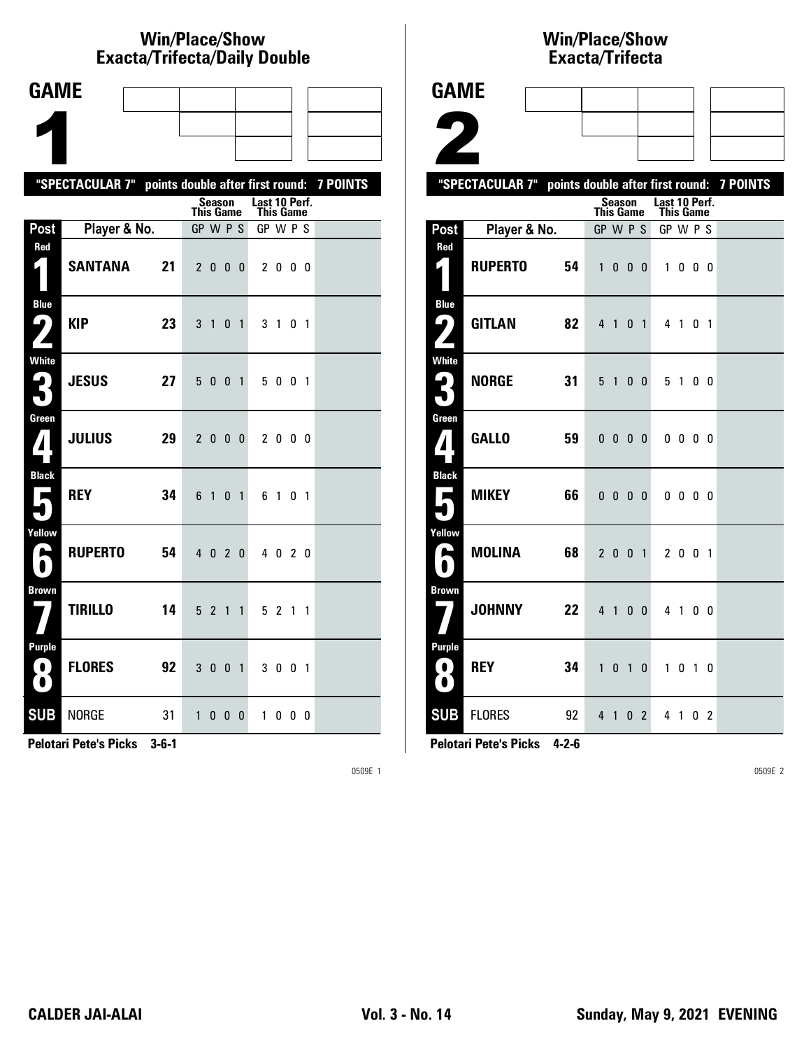# Win/Place/Show Exacta/Trifecta/Daily Double

## GAME 1

"SPECTACULAR 7" points double after first round: 7 POINTS

| Post | Player & No. | | Season This Game GP W P S | Last 10 Perf. This Game GP W P S |
|---|---|---|---|---|
| Red 1 | SANTANA | 21 | 2 0 0 0 | 2 0 0 0 |
| Blue 2 | KIP | 23 | 3 1 0 1 | 3 1 0 1 |
| White 3 | JESUS | 27 | 5 0 0 1 | 5 0 0 1 |
| Green 4 | JULIUS | 29 | 2 0 0 0 | 2 0 0 0 |
| Black 5 | REY | 34 | 6 1 0 1 | 6 1 0 1 |
| Yellow 6 | RUPERTO | 54 | 4 0 2 0 | 4 0 2 0 |
| Brown 7 | TIRILLO | 14 | 5 2 1 1 | 5 2 1 1 |
| Purple 8 | FLORES | 92 | 3 0 0 1 | 3 0 0 1 |
| SUB | NORGE | 31 | 1 0 0 0 | 1 0 0 0 |

**Pelotari Pete's Picks 3-6-1**

# Win/Place/Show Exacta/Trifecta

## GAME 2

"SPECTACULAR 7" points double after first round: 7 POINTS

| Post | Player & No. | | Season This Game GP W P S | Last 10 Perf. This Game GP W P S |
|---|---|---|---|---|
| Red 1 | RUPERTO | 54 | 1 0 0 0 | 1 0 0 0 |
| Blue 2 | GITLAN | 82 | 4 1 0 1 | 4 1 0 1 |
| White 3 | NORGE | 31 | 5 1 0 0 | 5 1 0 0 |
| Green 4 | GALLO | 59 | 0 0 0 0 | 0 0 0 0 |
| Black 5 | MIKEY | 66 | 0 0 0 0 | 0 0 0 0 |
| Yellow 6 | MOLINA | 68 | 2 0 0 1 | 2 0 0 1 |
| Brown 7 | JOHNNY | 22 | 4 1 0 0 | 4 1 0 0 |
| Purple 8 | REY | 34 | 1 0 1 0 | 1 0 1 0 |
| SUB | FLORES | 92 | 4 1 0 2 | 4 1 0 2 |

**Pelotari Pete's Picks 4-2-6**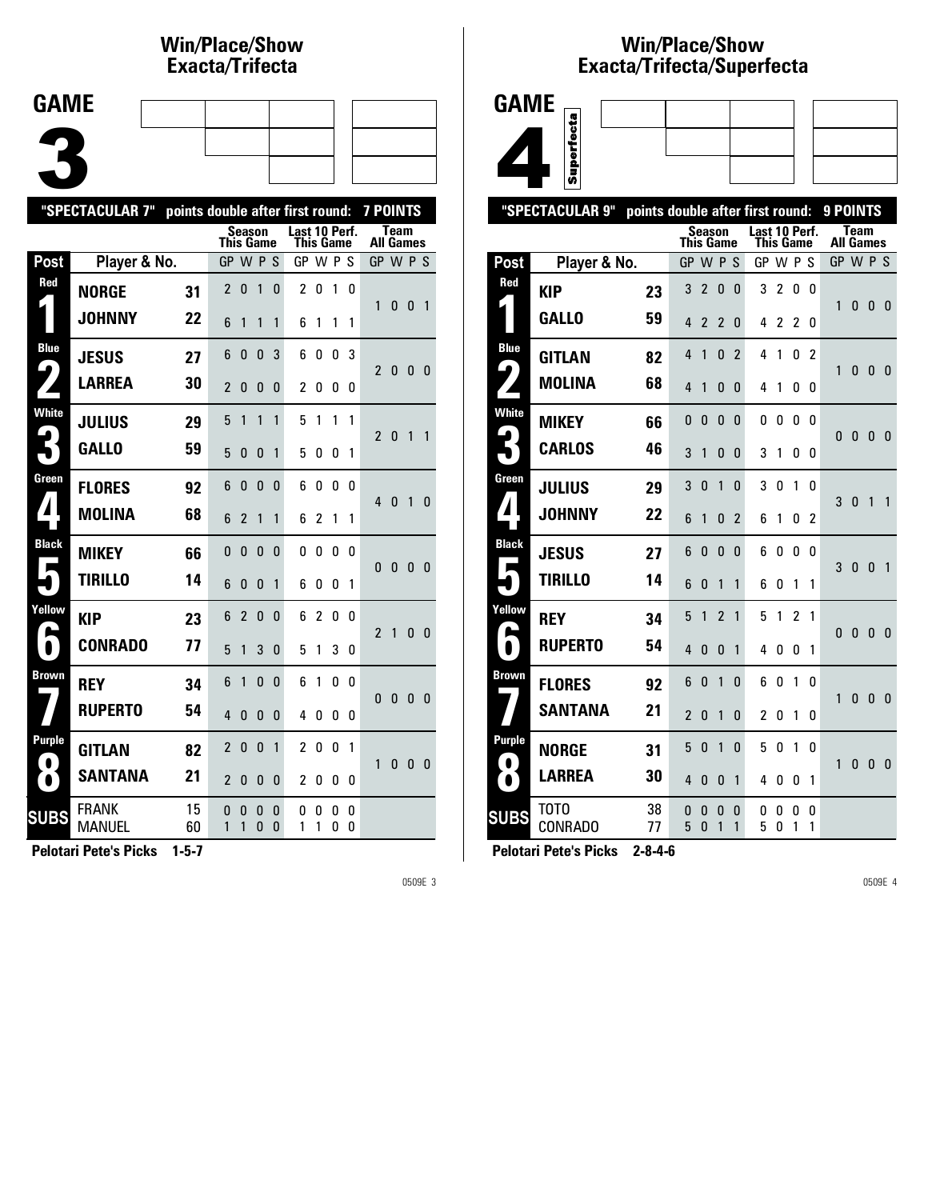# Win/Place/Show Exacta/Trifecta

## GAME 3

**"SPECTACULAR 7" points double after first round: 7 POINTS**

| Post | Player & No. | | Season This Game GP W P S | Last 10 Perf. This Game GP W P S | Team All Games GP W P S |
|---|---|---|---|---|---|
| Red 1 | NORGE | 31 | 2 0 1 0 | 2 0 1 0 | 1 0 0 1 |
| | JOHNNY | 22 | 6 1 1 1 | 6 1 1 1 | |
| Blue 2 | JESUS | 27 | 6 0 0 3 | 6 0 0 3 | 2 0 0 0 |
| | LARREA | 30 | 2 0 0 0 | 2 0 0 0 | |
| White 3 | JULIUS | 29 | 5 1 1 1 | 5 1 1 1 | 2 0 1 1 |
| | GALLO | 59 | 5 0 0 1 | 5 0 0 1 | |
| Green 4 | FLORES | 92 | 6 0 0 0 | 6 0 0 0 | 4 0 1 0 |
| | MOLINA | 68 | 6 2 1 1 | 6 2 1 1 | |
| Black 5 | MIKEY | 66 | 0 0 0 0 | 0 0 0 0 | 0 0 0 0 |
| | TIRILLO | 14 | 6 0 0 1 | 6 0 0 1 | |
| Yellow 6 | KIP | 23 | 6 2 0 0 | 6 2 0 0 | 2 1 0 0 |
| | CONRADO | 77 | 5 1 3 0 | 5 1 3 0 | |
| Brown 7 | REY | 34 | 6 1 0 0 | 6 1 0 0 | 0 0 0 0 |
| | RUPERTO | 54 | 4 0 0 0 | 4 0 0 0 | |
| Purple 8 | GITLAN | 82 | 2 0 0 1 | 2 0 0 1 | 1 0 0 0 |
| | SANTANA | 21 | 2 0 0 0 | 2 0 0 0 | |
| SUBS | FRANK | 15 | 0 0 0 0 | 0 0 0 0 | |
| | MANUEL | 60 | 1 1 0 0 | 1 1 0 0 | |

**Pelotari Pete's Picks 1-5-7**

# Win/Place/Show Exacta/Trifecta/Superfecta

## GAME 4 (Superfecta)

**"SPECTACULAR 9" points double after first round: 9 POINTS**

| Post | Player & No. | | Season This Game GP W P S | Last 10 Perf. This Game GP W P S | Team All Games GP W P S |
|---|---|---|---|---|---|
| Red 1 | KIP | 23 | 3 2 0 0 | 3 2 0 0 | 1 0 0 0 |
| | GALLO | 59 | 4 2 2 0 | 4 2 2 0 | |
| Blue 2 | GITLAN | 82 | 4 1 0 2 | 4 1 0 2 | 1 0 0 0 |
| | MOLINA | 68 | 4 1 0 0 | 4 1 0 0 | |
| White 3 | MIKEY | 66 | 0 0 0 0 | 0 0 0 0 | 0 0 0 0 |
| | CARLOS | 46 | 3 1 0 0 | 3 1 0 0 | |
| Green 4 | JULIUS | 29 | 3 0 1 0 | 3 0 1 0 | 3 0 1 1 |
| | JOHNNY | 22 | 6 1 0 2 | 6 1 0 2 | |
| Black 5 | JESUS | 27 | 6 0 0 0 | 6 0 0 0 | 3 0 0 1 |
| | TIRILLO | 14 | 6 0 1 1 | 6 0 1 1 | |
| Yellow 6 | REY | 34 | 5 1 2 1 | 5 1 2 1 | 0 0 0 0 |
| | RUPERTO | 54 | 4 0 0 1 | 4 0 0 1 | |
| Brown 7 | FLORES | 92 | 6 0 1 0 | 6 0 1 0 | 1 0 0 0 |
| | SANTANA | 21 | 2 0 1 0 | 2 0 1 0 | |
| Purple 8 | NORGE | 31 | 5 0 1 0 | 5 0 1 0 | 1 0 0 0 |
| | LARREA | 30 | 4 0 0 1 | 4 0 0 1 | |
| SUBS | TOTO | 38 | 0 0 0 0 | 0 0 0 0 | |
| | CONRADO | 77 | 5 0 1 1 | 5 0 1 1 | |

**Pelotari Pete's Picks 2-8-4-6**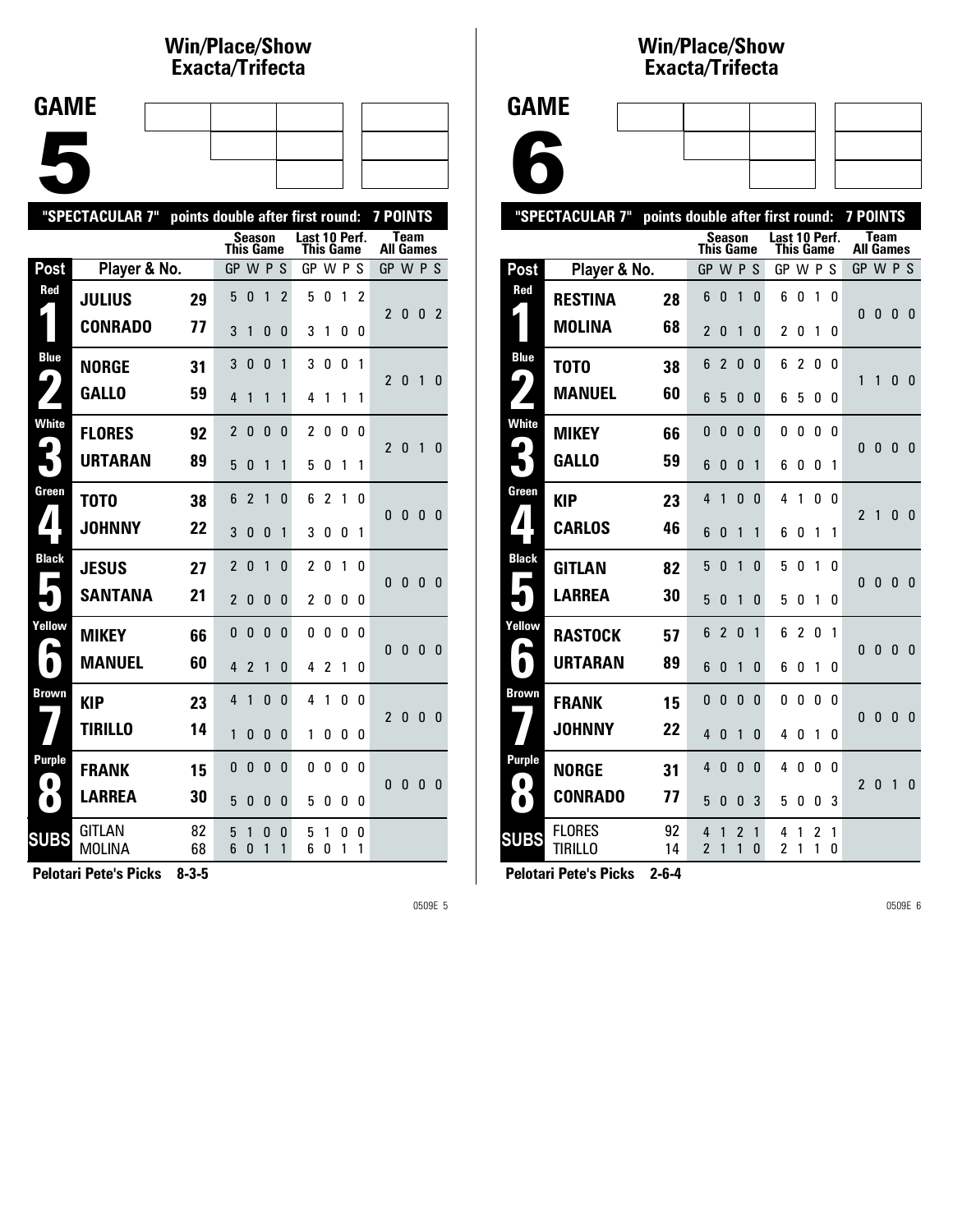## Win/Place/Show Exacta/Trifecta

# GAME 5

"SPECTACULAR 7" points double after first round: 7 POINTS

| Post | Player & No. | | Season This Game GP W P S | Last 10 Perf. This Game GP W P S | Team All Games GP W P S |
|---|---|---|---|---|---|
| Red 1 | JULIUS | 29 | 5 0 1 2 | 5 0 1 2 | 2 0 0 2 |
| | CONRADO | 77 | 3 1 0 0 | 3 1 0 0 | |
| Blue 2 | NORGE | 31 | 3 0 0 1 | 3 0 0 1 | 2 0 1 0 |
| | GALLO | 59 | 4 1 1 1 | 4 1 1 1 | |
| White 3 | FLORES | 92 | 2 0 0 0 | 2 0 0 0 | 2 0 1 0 |
| | URTARAN | 89 | 5 0 1 1 | 5 0 1 1 | |
| Green 4 | TOTO | 38 | 6 2 1 0 | 6 2 1 0 | 0 0 0 0 |
| | JOHNNY | 22 | 3 0 0 1 | 3 0 0 1 | |
| Black 5 | JESUS | 27 | 2 0 1 0 | 2 0 1 0 | 0 0 0 0 |
| | SANTANA | 21 | 2 0 0 0 | 2 0 0 0 | |
| Yellow 6 | MIKEY | 66 | 0 0 0 0 | 0 0 0 0 | 0 0 0 0 |
| | MANUEL | 60 | 4 2 1 0 | 4 2 1 0 | |
| Brown 7 | KIP | 23 | 4 1 0 0 | 4 1 0 0 | 2 0 0 0 |
| | TIRILLO | 14 | 1 0 0 0 | 1 0 0 0 | |
| Purple 8 | FRANK | 15 | 0 0 0 0 | 0 0 0 0 | 0 0 0 0 |
| | LARREA | 30 | 5 0 0 0 | 5 0 0 0 | |
| SUBS | GITLAN | 82 | 5 1 0 0 | 5 1 0 0 | |
| | MOLINA | 68 | 6 0 1 1 | 6 0 1 1 | |

**Pelotari Pete's Picks 8-3-5**

## Win/Place/Show Exacta/Trifecta

# GAME 6

"SPECTACULAR 7" points double after first round: 7 POINTS

| Post | Player & No. | | Season This Game GP W P S | Last 10 Perf. This Game GP W P S | Team All Games GP W P S |
|---|---|---|---|---|---|
| Red 1 | RESTINA | 28 | 6 0 1 0 | 6 0 1 0 | 0 0 0 0 |
| | MOLINA | 68 | 2 0 1 0 | 2 0 1 0 | |
| Blue 2 | TOTO | 38 | 6 2 0 0 | 6 2 0 0 | 1 1 0 0 |
| | MANUEL | 60 | 6 5 0 0 | 6 5 0 0 | |
| White 3 | MIKEY | 66 | 0 0 0 0 | 0 0 0 0 | 0 0 0 0 |
| | GALLO | 59 | 6 0 0 1 | 6 0 0 1 | |
| Green 4 | KIP | 23 | 4 1 0 0 | 4 1 0 0 | 2 1 0 0 |
| | CARLOS | 46 | 6 0 1 1 | 6 0 1 1 | |
| Black 5 | GITLAN | 82 | 5 0 1 0 | 5 0 1 0 | 0 0 0 0 |
| | LARREA | 30 | 5 0 1 0 | 5 0 1 0 | |
| Yellow 6 | RASTOCK | 57 | 6 2 0 1 | 6 2 0 1 | 0 0 0 0 |
| | URTARAN | 89 | 6 0 1 0 | 6 0 1 0 | |
| Brown 7 | FRANK | 15 | 0 0 0 0 | 0 0 0 0 | 0 0 0 0 |
| | JOHNNY | 22 | 4 0 1 0 | 4 0 1 0 | |
| Purple 8 | NORGE | 31 | 4 0 0 0 | 4 0 0 0 | 2 0 1 0 |
| | CONRADO | 77 | 5 0 0 3 | 5 0 0 3 | |
| SUBS | FLORES | 92 | 4 1 2 1 | 4 1 2 1 | |
| | TIRILLO | 14 | 2 1 1 0 | 2 1 1 0 | |

**Pelotari Pete's Picks 2-6-4**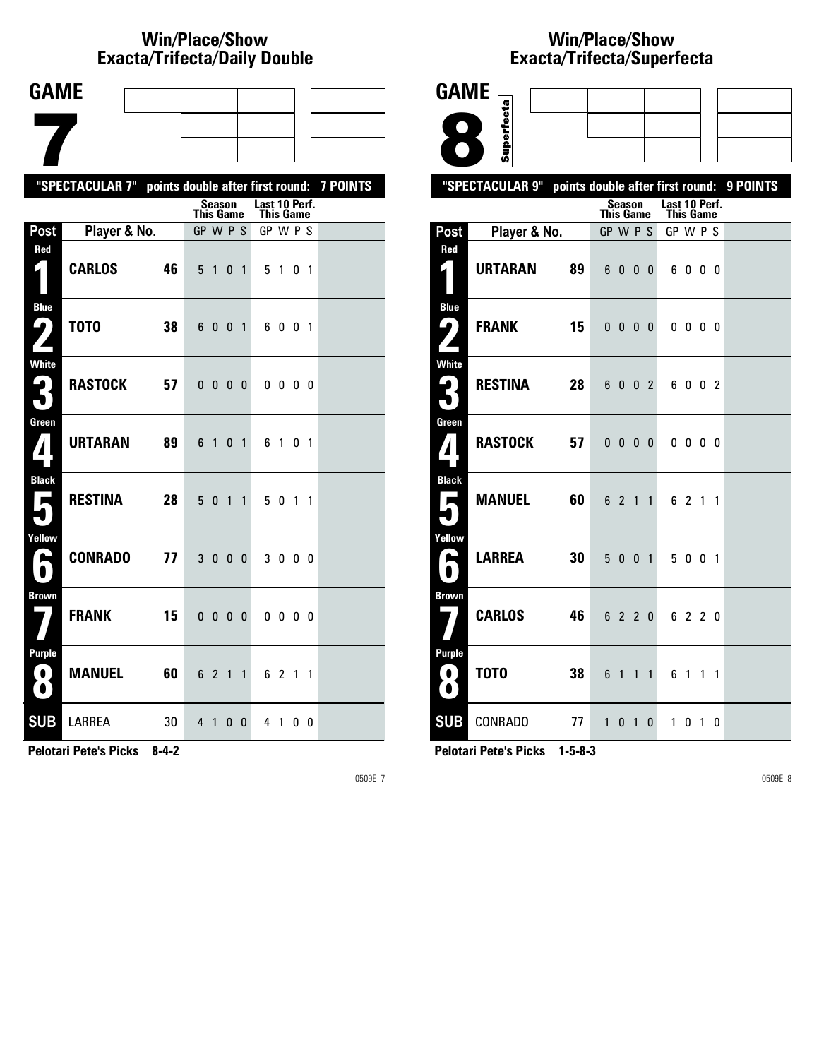## Win/Place/Show
## Exacta/Trifecta/Daily Double

# GAME 7

**"SPECTACULAR 7" points double after first round: 7 POINTS**

| Post | Player & No. | | Season This Game GP W P S | Last 10 Perf. This Game GP W P S | |
|---|---|---|---|---|---|
| Red 1 | **CARLOS** | **46** | 5 1 0 1 | 5 1 0 1 | |
| Blue 2 | **TOTO** | **38** | 6 0 0 1 | 6 0 0 1 | |
| White 3 | **RASTOCK** | **57** | 0 0 0 0 | 0 0 0 0 | |
| Green 4 | **URTARAN** | **89** | 6 1 0 1 | 6 1 0 1 | |
| Black 5 | **RESTINA** | **28** | 5 0 1 1 | 5 0 1 1 | |
| Yellow 6 | **CONRADO** | **77** | 3 0 0 0 | 3 0 0 0 | |
| Brown 7 | **FRANK** | **15** | 0 0 0 0 | 0 0 0 0 | |
| Purple 8 | **MANUEL** | **60** | 6 2 1 1 | 6 2 1 1 | |
| SUB | LARREA | 30 | 4 1 0 0 | 4 1 0 0 | |

**Pelotari Pete's Picks 8-4-2**

## Win/Place/Show
## Exacta/Trifecta/Superfecta

# GAME 8

Superfecta

**"SPECTACULAR 9" points double after first round: 9 POINTS**

| Post | Player & No. | | Season This Game GP W P S | Last 10 Perf. This Game GP W P S | |
|---|---|---|---|---|---|
| Red 1 | **URTARAN** | **89** | 6 0 0 0 | 6 0 0 0 | |
| Blue 2 | **FRANK** | **15** | 0 0 0 0 | 0 0 0 0 | |
| White 3 | **RESTINA** | **28** | 6 0 0 2 | 6 0 0 2 | |
| Green 4 | **RASTOCK** | **57** | 0 0 0 0 | 0 0 0 0 | |
| Black 5 | **MANUEL** | **60** | 6 2 1 1 | 6 2 1 1 | |
| Yellow 6 | **LARREA** | **30** | 5 0 0 1 | 5 0 0 1 | |
| Brown 7 | **CARLOS** | **46** | 6 2 2 0 | 6 2 2 0 | |
| Purple 8 | **TOTO** | **38** | 6 1 1 1 | 6 1 1 1 | |
| SUB | CONRADO | 77 | 1 0 1 0 | 1 0 1 0 | |

**Pelotari Pete's Picks 1-5-8-3**